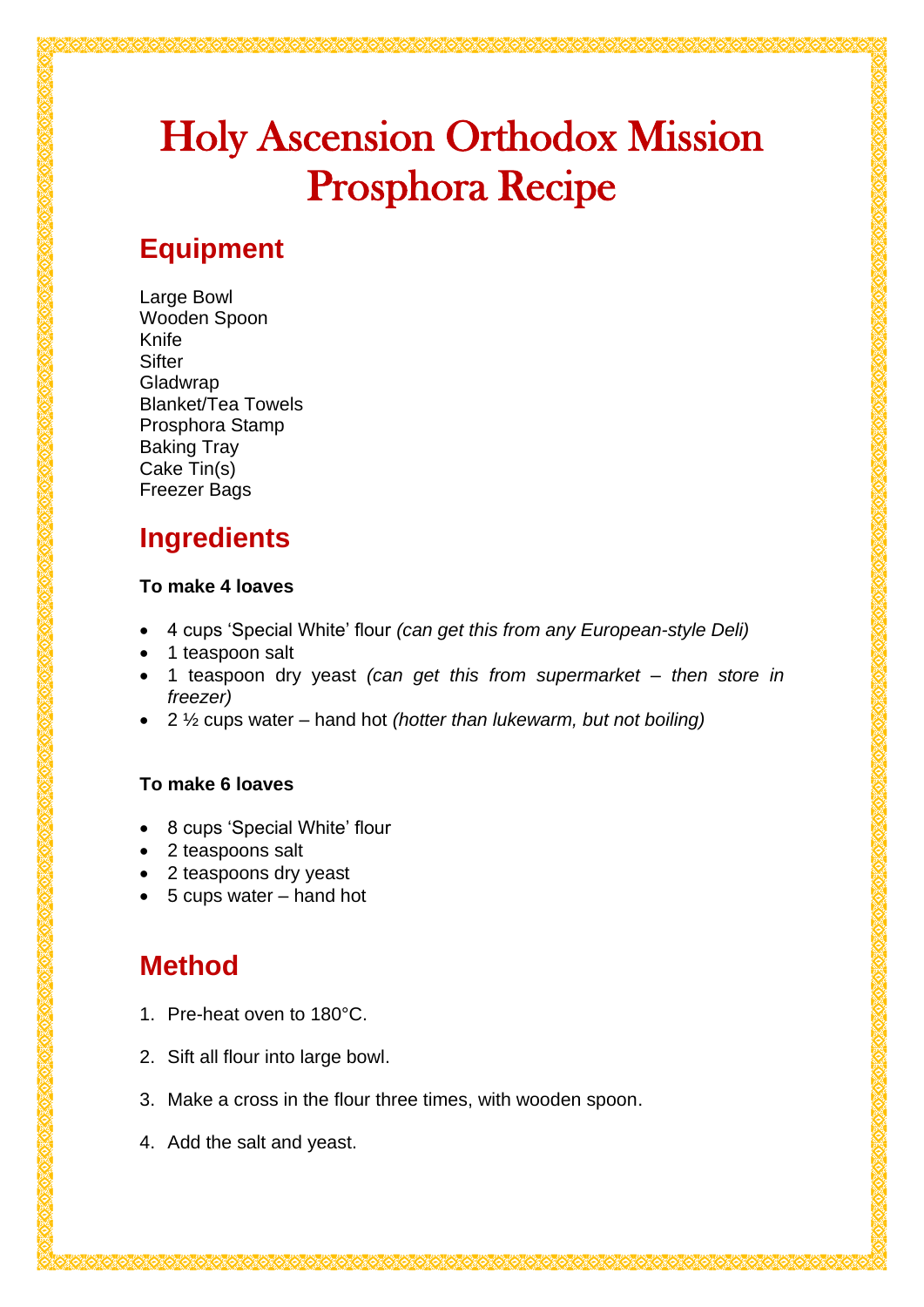# Holy Ascension Orthodox Mission Prosphora Recipe

## Equipment

Large Bowl
Wooden Spoon
Knife
Sifter
Gladwrap
Blanket/Tea Towels
Prosphora Stamp
Baking Tray
Cake Tin(s)
Freezer Bags

## Ingredients

**To make 4 loaves**

- 4 cups 'Special White' flour *(can get this from any European-style Deli)*
- 1 teaspoon salt
- 1 teaspoon dry yeast *(can get this from supermarket – then store in freezer)*
- 2 ½ cups water – hand hot *(hotter than lukewarm, but not boiling)*

**To make 6 loaves**

- 8 cups 'Special White' flour
- 2 teaspoons salt
- 2 teaspoons dry yeast
- 5 cups water – hand hot

## Method

1. Pre-heat oven to 180°C.

2. Sift all flour into large bowl.

3. Make a cross in the flour three times, with wooden spoon.

4. Add the salt and yeast.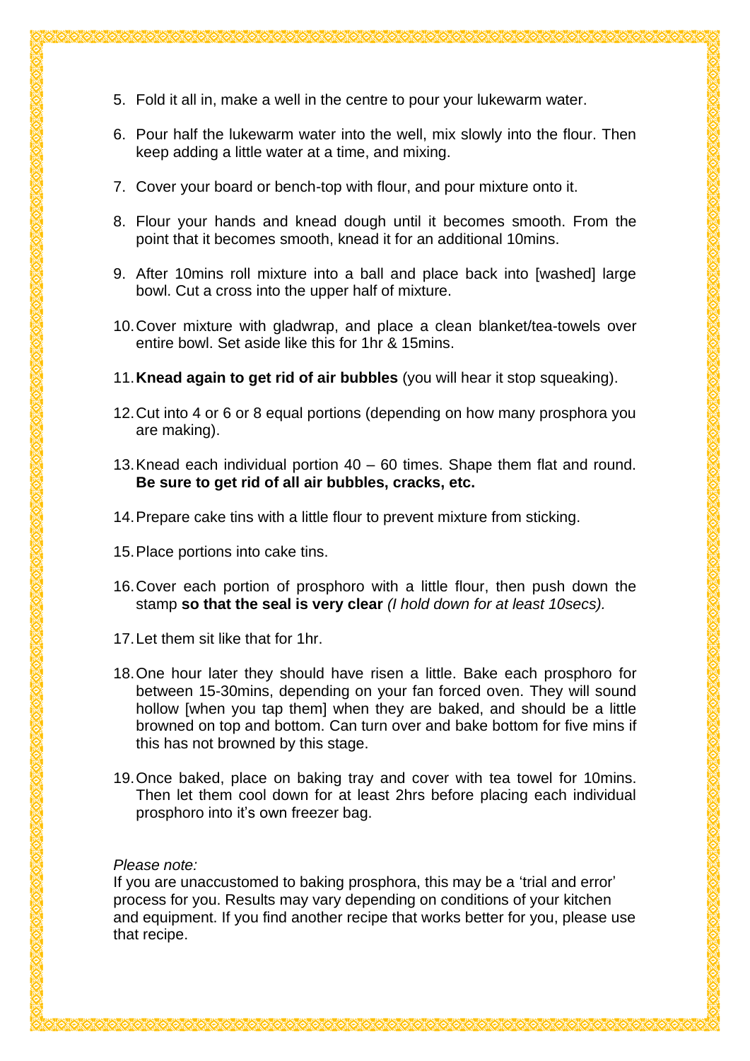5. Fold it all in, make a well in the centre to pour your lukewarm water.

6. Pour half the lukewarm water into the well, mix slowly into the flour. Then keep adding a little water at a time, and mixing.

7. Cover your board or bench-top with flour, and pour mixture onto it.

8. Flour your hands and knead dough until it becomes smooth. From the point that it becomes smooth, knead it for an additional 10mins.

9. After 10mins roll mixture into a ball and place back into [washed] large bowl. Cut a cross into the upper half of mixture.

10. Cover mixture with gladwrap, and place a clean blanket/tea-towels over entire bowl. Set aside like this for 1hr & 15mins.

11. **Knead again to get rid of air bubbles** (you will hear it stop squeaking).

12. Cut into 4 or 6 or 8 equal portions (depending on how many prosphora you are making).

13. Knead each individual portion 40 – 60 times. Shape them flat and round. **Be sure to get rid of all air bubbles, cracks, etc.**

14. Prepare cake tins with a little flour to prevent mixture from sticking.

15. Place portions into cake tins.

16. Cover each portion of prosphoro with a little flour, then push down the stamp **so that the seal is very clear** *(I hold down for at least 10secs).*

17. Let them sit like that for 1hr.

18. One hour later they should have risen a little. Bake each prosphoro for between 15-30mins, depending on your fan forced oven. They will sound hollow [when you tap them] when they are baked, and should be a little browned on top and bottom. Can turn over and bake bottom for five mins if this has not browned by this stage.

19. Once baked, place on baking tray and cover with tea towel for 10mins. Then let them cool down for at least 2hrs before placing each individual prosphoro into it's own freezer bag.

*Please note:*
If you are unaccustomed to baking prosphora, this may be a 'trial and error' process for you. Results may vary depending on conditions of your kitchen and equipment. If you find another recipe that works better for you, please use that recipe.